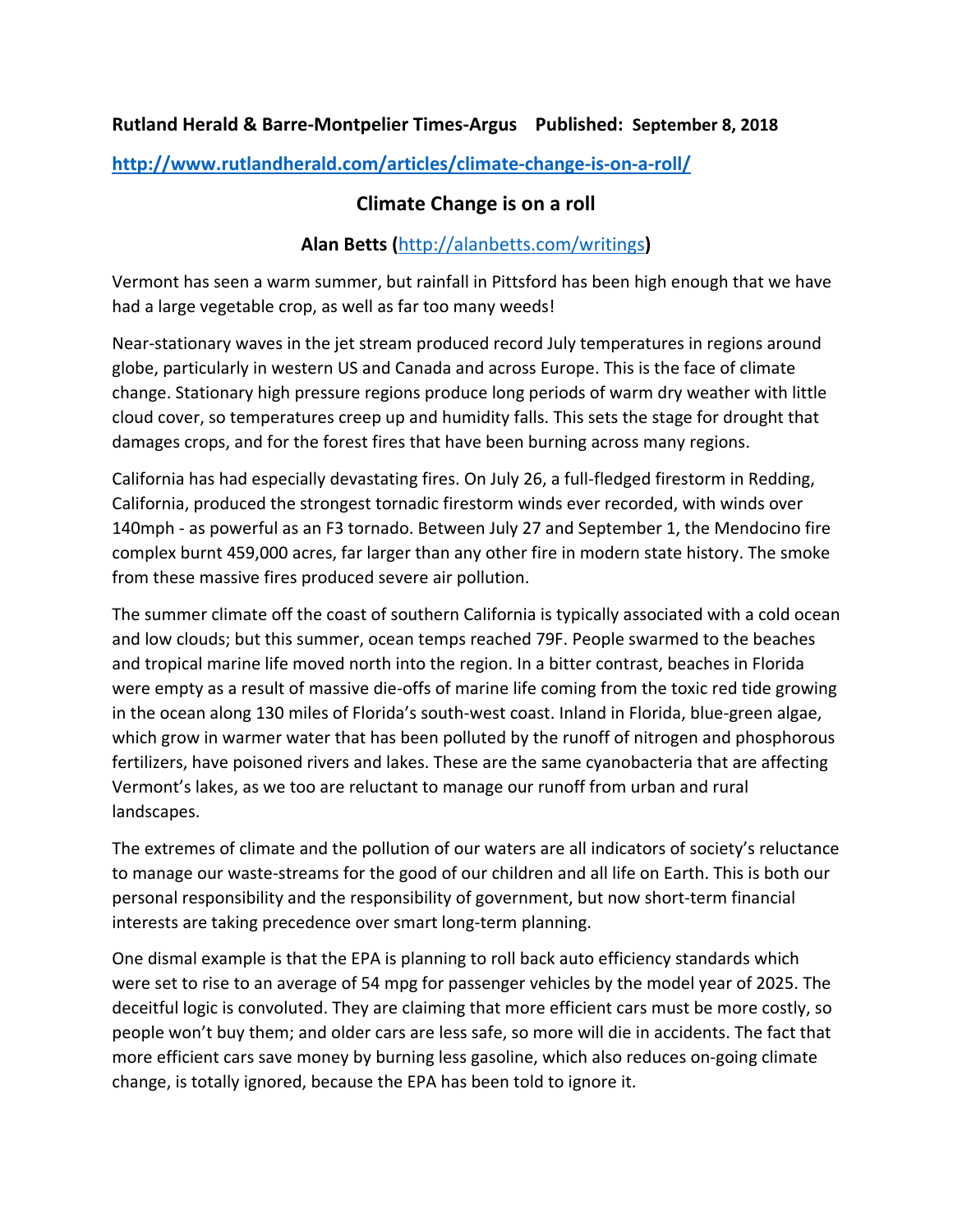**Rutland Herald & Barre-Montpelier Times-Argus Published: September 8, 2018**

**http://www.rutlandherald.com/articles/climate-change-is-on-a-roll/**

# Climate Change is on a roll

**Alan Betts (http://alanbetts.com/writings)**

Vermont has seen a warm summer, but rainfall in Pittsford has been high enough that we have had a large vegetable crop, as well as far too many weeds!

Near-stationary waves in the jet stream produced record July temperatures in regions around globe, particularly in western US and Canada and across Europe. This is the face of climate change. Stationary high pressure regions produce long periods of warm dry weather with little cloud cover, so temperatures creep up and humidity falls. This sets the stage for drought that damages crops, and for the forest fires that have been burning across many regions.

California has had especially devastating fires. On July 26, a full-fledged firestorm in Redding, California, produced the strongest tornadic firestorm winds ever recorded, with winds over 140mph - as powerful as an F3 tornado. Between July 27 and September 1, the Mendocino fire complex burnt 459,000 acres, far larger than any other fire in modern state history. The smoke from these massive fires produced severe air pollution.

The summer climate off the coast of southern California is typically associated with a cold ocean and low clouds; but this summer, ocean temps reached 79F. People swarmed to the beaches and tropical marine life moved north into the region. In a bitter contrast, beaches in Florida were empty as a result of massive die-offs of marine life coming from the toxic red tide growing in the ocean along 130 miles of Florida's south-west coast. Inland in Florida, blue-green algae, which grow in warmer water that has been polluted by the runoff of nitrogen and phosphorous fertilizers, have poisoned rivers and lakes. These are the same cyanobacteria that are affecting Vermont's lakes, as we too are reluctant to manage our runoff from urban and rural landscapes.

The extremes of climate and the pollution of our waters are all indicators of society's reluctance to manage our waste-streams for the good of our children and all life on Earth. This is both our personal responsibility and the responsibility of government, but now short-term financial interests are taking precedence over smart long-term planning.

One dismal example is that the EPA is planning to roll back auto efficiency standards which were set to rise to an average of 54 mpg for passenger vehicles by the model year of 2025. The deceitful logic is convoluted. They are claiming that more efficient cars must be more costly, so people won't buy them; and older cars are less safe, so more will die in accidents. The fact that more efficient cars save money by burning less gasoline, which also reduces on-going climate change, is totally ignored, because the EPA has been told to ignore it.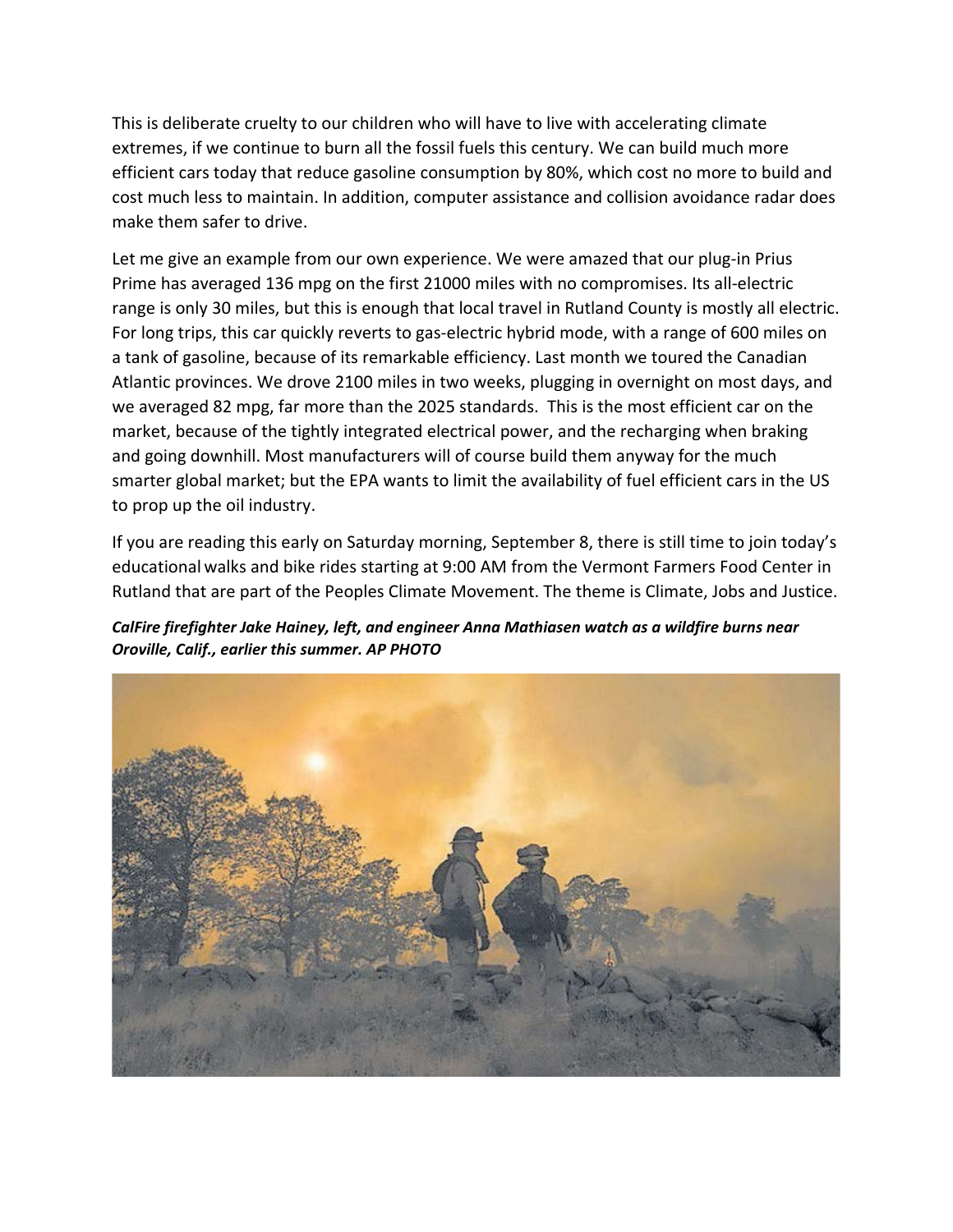This is deliberate cruelty to our children who will have to live with accelerating climate extremes, if we continue to burn all the fossil fuels this century. We can build much more efficient cars today that reduce gasoline consumption by 80%, which cost no more to build and cost much less to maintain. In addition, computer assistance and collision avoidance radar does make them safer to drive.

Let me give an example from our own experience. We were amazed that our plug-in Prius Prime has averaged 136 mpg on the first 21000 miles with no compromises. Its all-electric range is only 30 miles, but this is enough that local travel in Rutland County is mostly all electric. For long trips, this car quickly reverts to gas-electric hybrid mode, with a range of 600 miles on a tank of gasoline, because of its remarkable efficiency. Last month we toured the Canadian Atlantic provinces. We drove 2100 miles in two weeks, plugging in overnight on most days, and we averaged 82 mpg, far more than the 2025 standards. This is the most efficient car on the market, because of the tightly integrated electrical power, and the recharging when braking and going downhill. Most manufacturers will of course build them anyway for the much smarter global market; but the EPA wants to limit the availability of fuel efficient cars in the US to prop up the oil industry.

If you are reading this early on Saturday morning, September 8, there is still time to join today's educational walks and bike rides starting at 9:00 AM from the Vermont Farmers Food Center in Rutland that are part of the Peoples Climate Movement. The theme is Climate, Jobs and Justice.

***CalFire firefighter Jake Hainey, left, and engineer Anna Mathiasen watch as a wildfire burns near Oroville, Calif., earlier this summer. AP PHOTO***